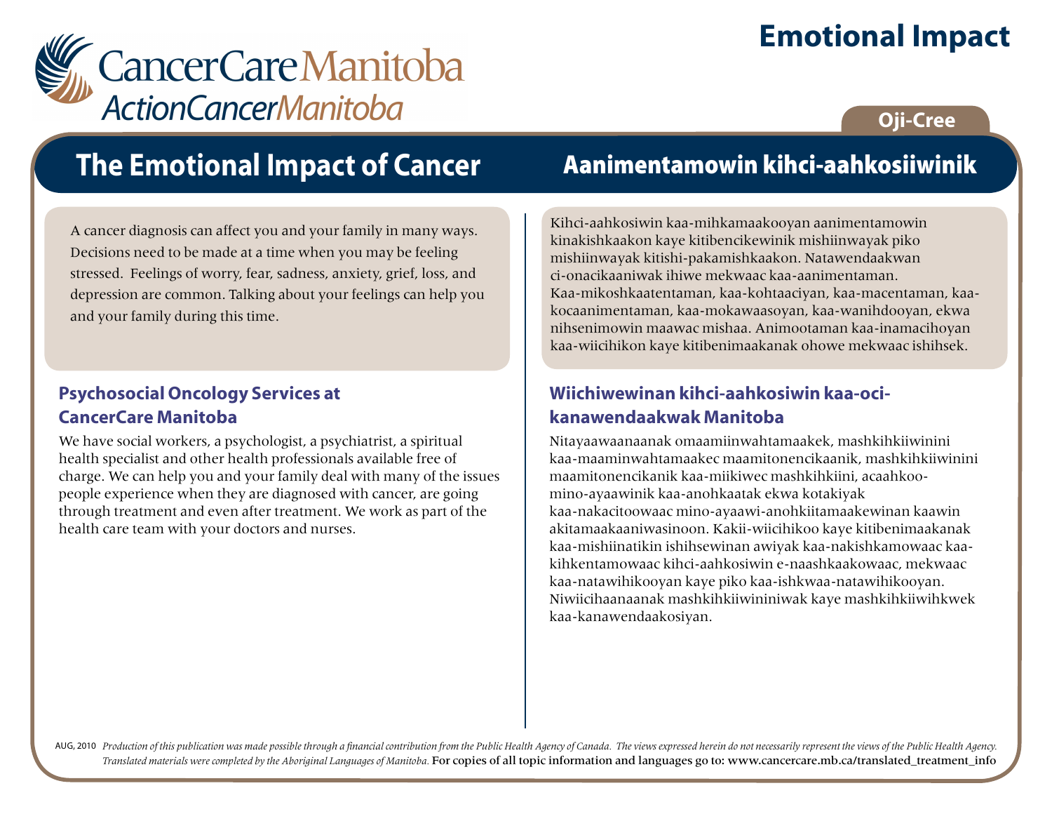CancerCare Manitoba
ActionCancerManitoba

# Emotional Impact

Oji-Cree

## The Emotional Impact of Cancer

A cancer diagnosis can affect you and your family in many ways. Decisions need to be made at a time when you may be feeling stressed. Feelings of worry, fear, sadness, anxiety, grief, loss, and depression are common. Talking about your feelings can help you and your family during this time.

### Psychosocial Oncology Services at CancerCare Manitoba

We have social workers, a psychologist, a psychiatrist, a spiritual health specialist and other health professionals available free of charge. We can help you and your family deal with many of the issues people experience when they are diagnosed with cancer, are going through treatment and even after treatment. We work as part of the health care team with your doctors and nurses.

## Aanimentamowin kihci-aahkosiiwinik

Kihci-aahkosiwin kaa-mihkamaakooyan aanimentamowin kinakishkaakon kaye kitibencikewinik mishiinwayak piko mishiinwayak kitishi-pakamishkaakon. Natawendaakwan ci-onacikaaniwak ihiwe mekwaac kaa-aanimentaman. Kaa-mikoshkaatentaman, kaa-kohtaaciyan, kaa-macentaman, kaa-kocaanimentaman, kaa-mokawaasoyan, kaa-wanihdooyan, ekwa nihsenimowin maawac mishaa. Animootaman kaa-inamacihoyan kaa-wiicihikon kaye kitibenimaakanak ohowe mekwaac ishihsek.

### Wiichiwewinan kihci-aahkosiwin kaa-oci-kanawendaakwak Manitoba

Nitayaawaanaanak omaamiinwahtamaakek, mashkihkiiwinini kaa-maaminwahtamaakec maamitonencikaanik, mashkihkiiwinini maamitonencikanik kaa-miikiwec mashkihkiini, acaahkoo-mino-ayaawinik kaa-anohkaatak ekwa kotakiyak kaa-nakacitoowaac mino-ayaawi-anohkiitamaakewinan kaawin akitamaakaaniwasinoon. Kakii-wiicihikoo kaye kitibenimaakanak kaa-mishiinatikin ishihsewinan awiyak kaa-nakishkamowaac kaa-kihkentamowaac kihci-aahkosiwin e-naashkaakowaac, mekwaac kaa-natawihikooyan kaye piko kaa-ishkwaa-natawihikooyan. Niwiicihaanaanak mashkihkiiwininiwak kaye mashkihkiiwihkwek kaa-kanawendaakosiyan.

AUG, 2010 *Production of this publication was made possible through a financial contribution from the Public Health Agency of Canada. The views expressed herein do not necessarily represent the views of the Public Health Agency. Translated materials were completed by the Aboriginal Languages of Manitoba.* For copies of all topic information and languages go to: www.cancercare.mb.ca/translated_treatment_info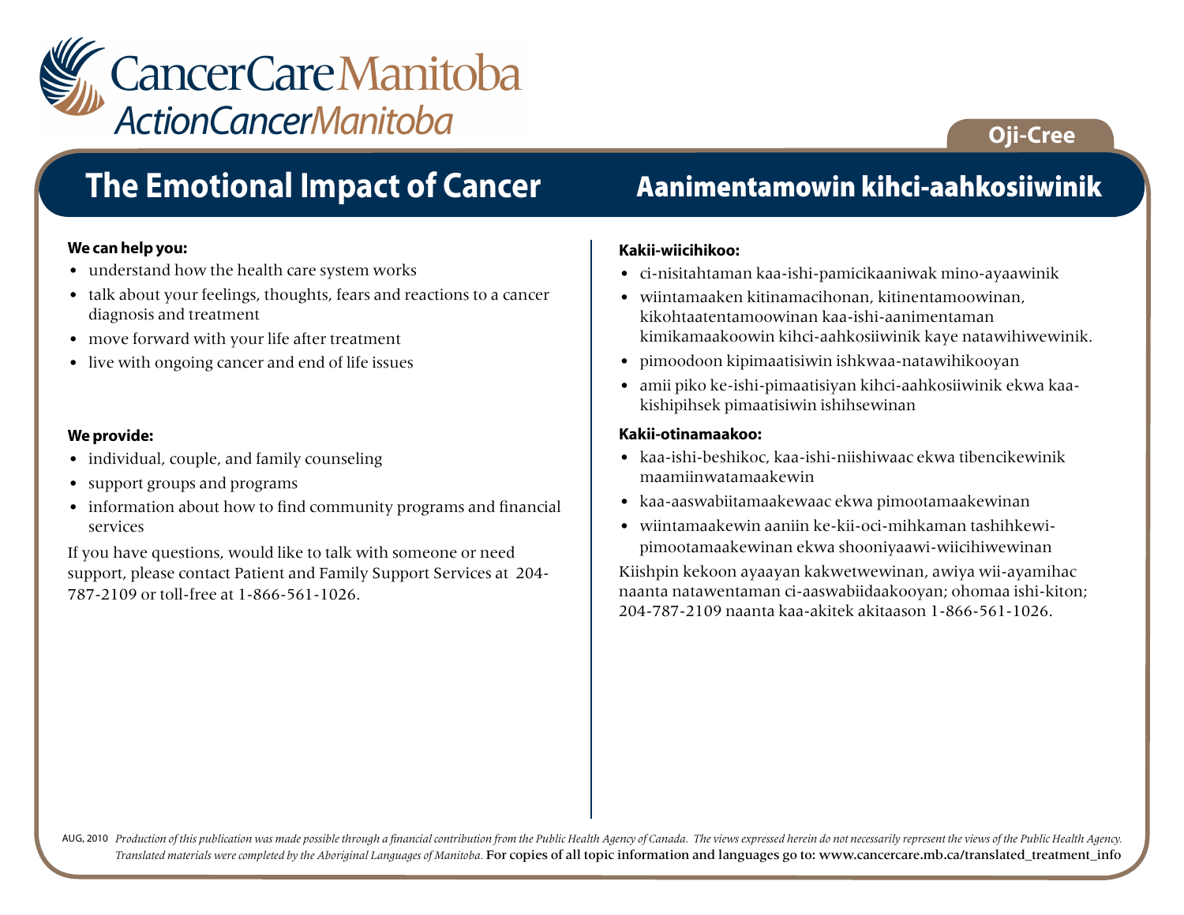CancerCare Manitoba
ActionCancerManitoba

Oji-Cree

# The Emotional Impact of Cancer

**We can help you:**

- understand how the health care system works
- talk about your feelings, thoughts, fears and reactions to a cancer diagnosis and treatment
- move forward with your life after treatment
- live with ongoing cancer and end of life issues

**We provide:**

- individual, couple, and family counseling
- support groups and programs
- information about how to find community programs and financial services

If you have questions, would like to talk with someone or need support, please contact Patient and Family Support Services at 204-787-2109 or toll-free at 1-866-561-1026.

# Aanimentamowin kihci-aahkosiiwinik

**Kakii-wiicihikoo:**

- ci-nisitahtaman kaa-ishi-pamicikaaniwak mino-ayaawinik
- wiintamaaken kitinamacihonan, kitinentamoowinan, kikohtaatentamoowinan kaa-ishi-aanimentaman kimikamaakoowin kihci-aahkosiiwinik kaye natawihiwewinik.
- pimoodoon kipimaatisiwin ishkwaa-natawihikooyan
- amii piko ke-ishi-pimaatisiyan kihci-aahkosiiwinik ekwa kaa-kishipihsek pimaatisiwin ishihsewinan

**Kakii-otinamaakoo:**

- kaa-ishi-beshikoc, kaa-ishi-niishiwaac ekwa tibencikewinik maamiinwatamaakewin
- kaa-aaswabiitamaakewaac ekwa pimootamaakewinan
- wiintamaakewin aaniin ke-kii-oci-mihkaman tashihkewi-pimootamaakewinan ekwa shooniyaawi-wiicihiwewinan

Kiishpin kekoon ayaayan kakwetwewinan, awiya wii-ayamihac naanta natawentaman ci-aaswabiidaakooyan; ohomaa ishi-kiton; 204-787-2109 naanta kaa-akitek akitaason 1-866-561-1026.

AUG, 2010 *Production of this publication was made possible through a financial contribution from the Public Health Agency of Canada. The views expressed herein do not necessarily represent the views of the Public Health Agency. Translated materials were completed by the Aboriginal Languages of Manitoba.* For copies of all topic information and languages go to: www.cancercare.mb.ca/translated_treatment_info